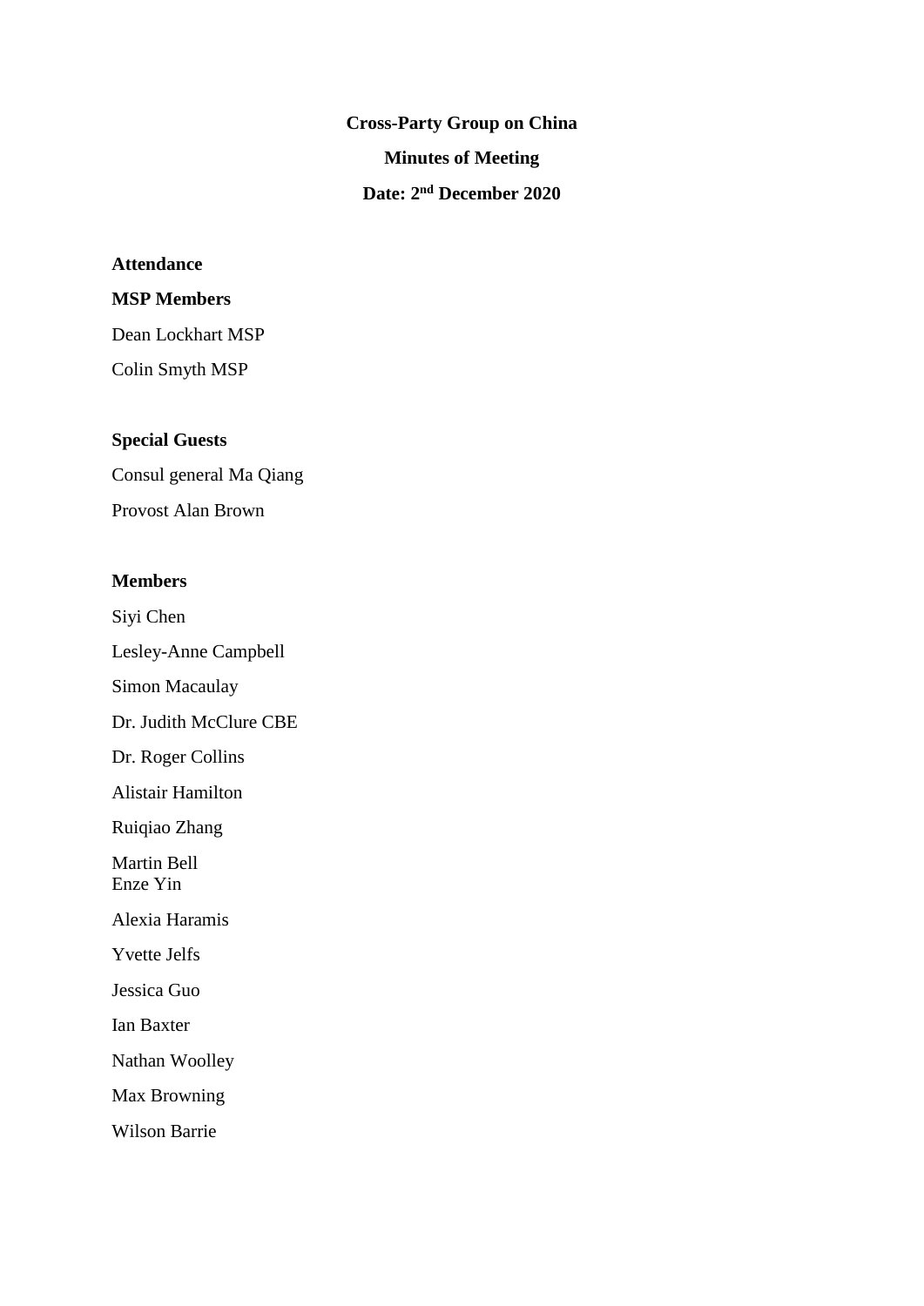**Cross-Party Group on China**

**Minutes of Meeting**

**Date: 2nd December 2020**

**Attendance**

**MSP Members**

Dean Lockhart MSP

Colin Smyth MSP

**Special Guests**

Consul general Ma Qiang

Provost Alan Brown

**Members**

Siyi Chen

Lesley-Anne Campbell

Simon Macaulay

Dr. Judith McClure CBE

Dr. Roger Collins

Alistair Hamilton

Ruiqiao Zhang

Martin Bell

Enze Yin

Alexia Haramis

Yvette Jelfs

Jessica Guo

Ian Baxter

Nathan Woolley

Max Browning

Wilson Barrie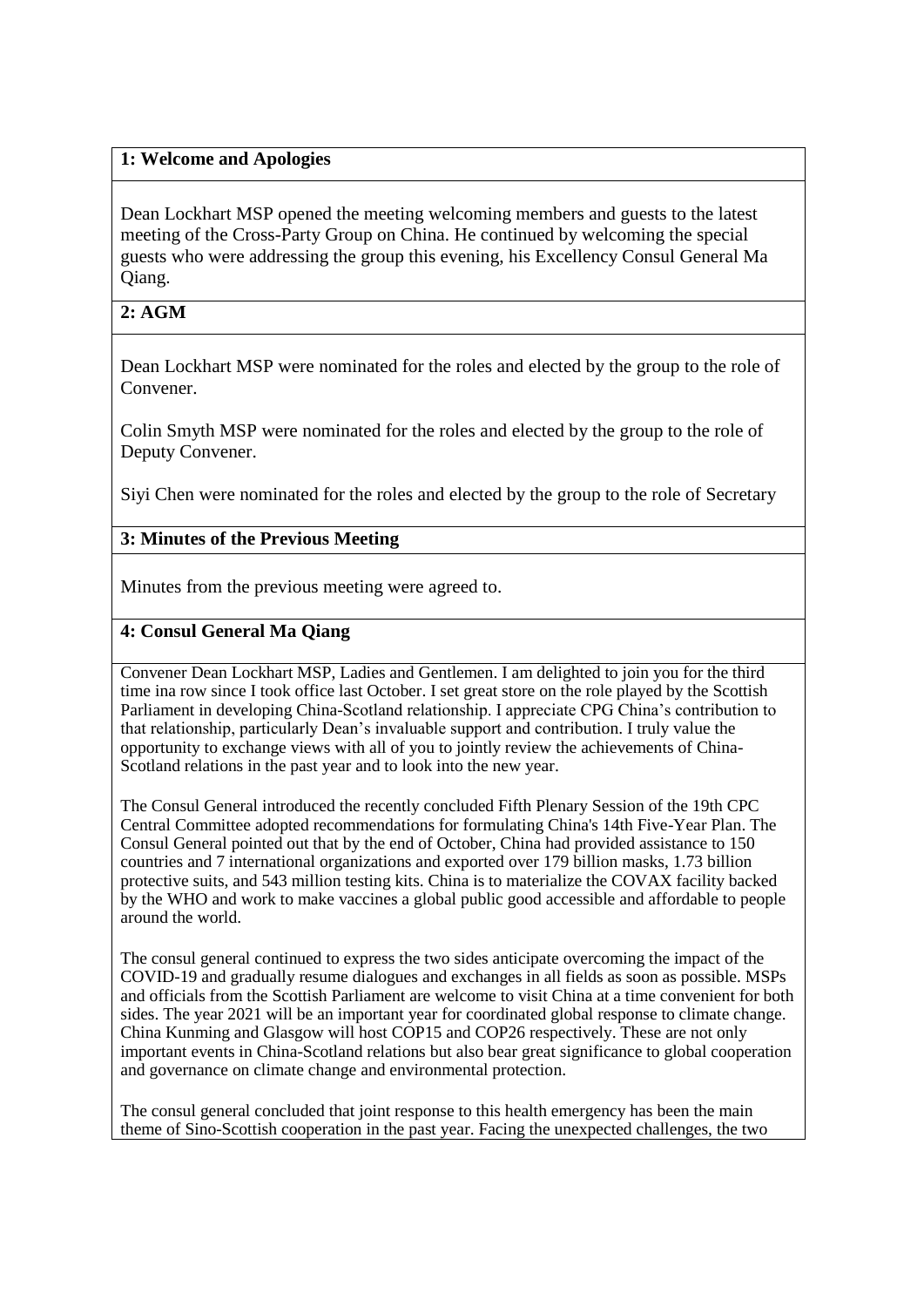## 1: Welcome and Apologies

Dean Lockhart MSP opened the meeting welcoming members and guests to the latest meeting of the Cross-Party Group on China. He continued by welcoming the special guests who were addressing the group this evening, his Excellency Consul General Ma Qiang.

## 2: AGM

Dean Lockhart MSP were nominated for the roles and elected by the group to the role of Convener.

Colin Smyth MSP were nominated for the roles and elected by the group to the role of Deputy Convener.

Siyi Chen were nominated for the roles and elected by the group to the role of Secretary

## 3: Minutes of the Previous Meeting

Minutes from the previous meeting were agreed to.

## 4: Consul General Ma Qiang

Convener Dean Lockhart MSP, Ladies and Gentlemen. I am delighted to join you for the third time ina row since I took office last October. I set great store on the role played by the Scottish Parliament in developing China-Scotland relationship. I appreciate CPG China's contribution to that relationship, particularly Dean's invaluable support and contribution. I truly value the opportunity to exchange views with all of you to jointly review the achievements of China-Scotland relations in the past year and to look into the new year.

The Consul General introduced the recently concluded Fifth Plenary Session of the 19th CPC Central Committee adopted recommendations for formulating China's 14th Five-Year Plan. The Consul General pointed out that by the end of October, China had provided assistance to 150 countries and 7 international organizations and exported over 179 billion masks, 1.73 billion protective suits, and 543 million testing kits. China is to materialize the COVAX facility backed by the WHO and work to make vaccines a global public good accessible and affordable to people around the world.

The consul general continued to express the two sides anticipate overcoming the impact of the COVID-19 and gradually resume dialogues and exchanges in all fields as soon as possible. MSPs and officials from the Scottish Parliament are welcome to visit China at a time convenient for both sides. The year 2021 will be an important year for coordinated global response to climate change. China Kunming and Glasgow will host COP15 and COP26 respectively. These are not only important events in China-Scotland relations but also bear great significance to global cooperation and governance on climate change and environmental protection.

The consul general concluded that joint response to this health emergency has been the main theme of Sino-Scottish cooperation in the past year. Facing the unexpected challenges, the two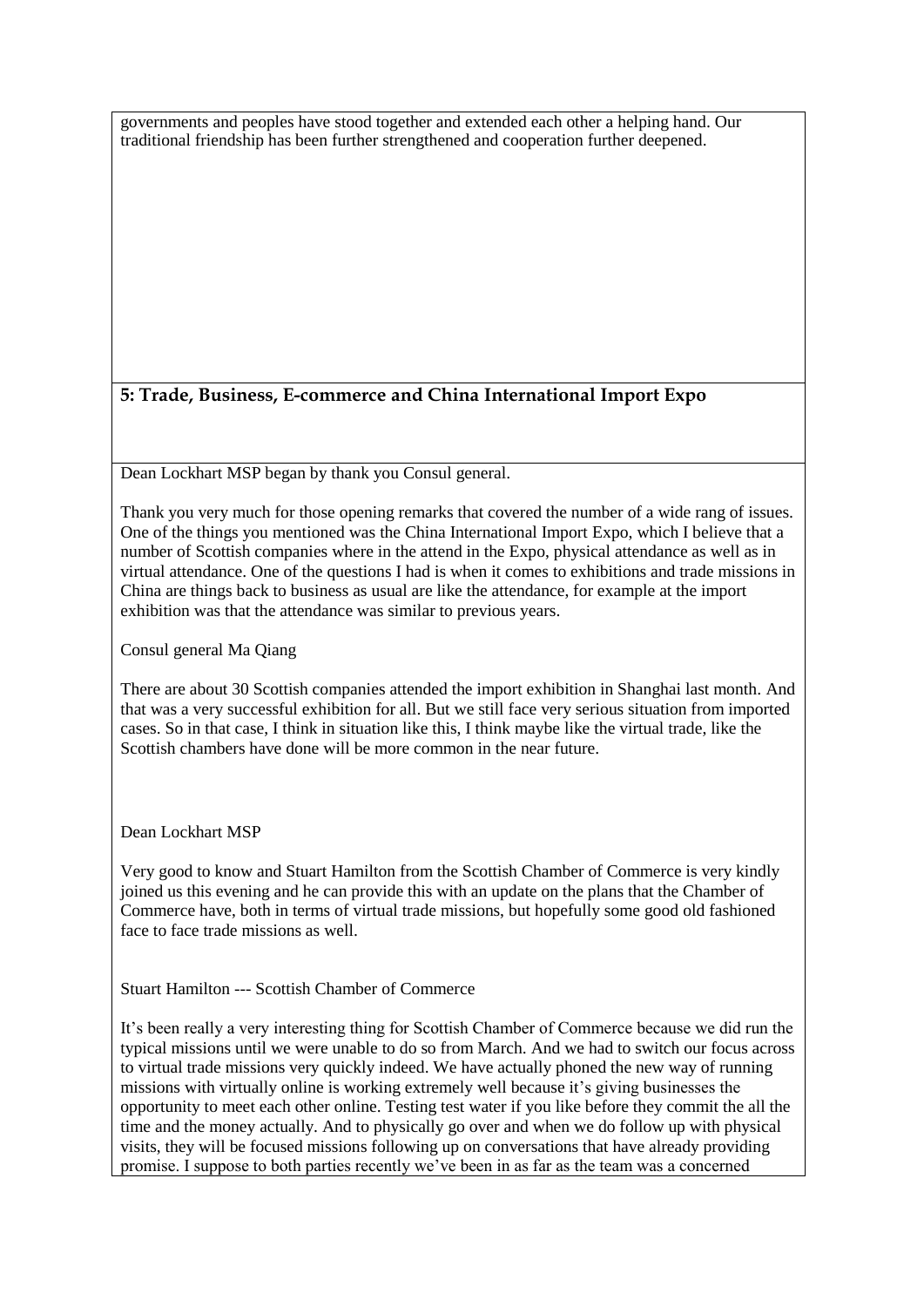governments and peoples have stood together and extended each other a helping hand. Our traditional friendship has been further strengthened and cooperation further deepened.

## 5: Trade, Business, E-commerce and China International Import Expo

Dean Lockhart MSP began by thank you Consul general.

Thank you very much for those opening remarks that covered the number of a wide rang of issues. One of the things you mentioned was the China International Import Expo, which I believe that a number of Scottish companies where in the attend in the Expo, physical attendance as well as in virtual attendance. One of the questions I had is when it comes to exhibitions and trade missions in China are things back to business as usual are like the attendance, for example at the import exhibition was that the attendance was similar to previous years.

Consul general Ma Qiang

There are about 30 Scottish companies attended the import exhibition in Shanghai last month. And that was a very successful exhibition for all. But we still face very serious situation from imported cases. So in that case, I think in situation like this, I think maybe like the virtual trade, like the Scottish chambers have done will be more common in the near future.

Dean Lockhart MSP

Very good to know and Stuart Hamilton from the Scottish Chamber of Commerce is very kindly joined us this evening and he can provide this with an update on the plans that the Chamber of Commerce have, both in terms of virtual trade missions, but hopefully some good old fashioned face to face trade missions as well.

Stuart Hamilton --- Scottish Chamber of Commerce

It's been really a very interesting thing for Scottish Chamber of Commerce because we did run the typical missions until we were unable to do so from March. And we had to switch our focus across to virtual trade missions very quickly indeed. We have actually phoned the new way of running missions with virtually online is working extremely well because it's giving businesses the opportunity to meet each other online. Testing test water if you like before they commit the all the time and the money actually. And to physically go over and when we do follow up with physical visits, they will be focused missions following up on conversations that have already providing promise. I suppose to both parties recently we've been in as far as the team was a concerned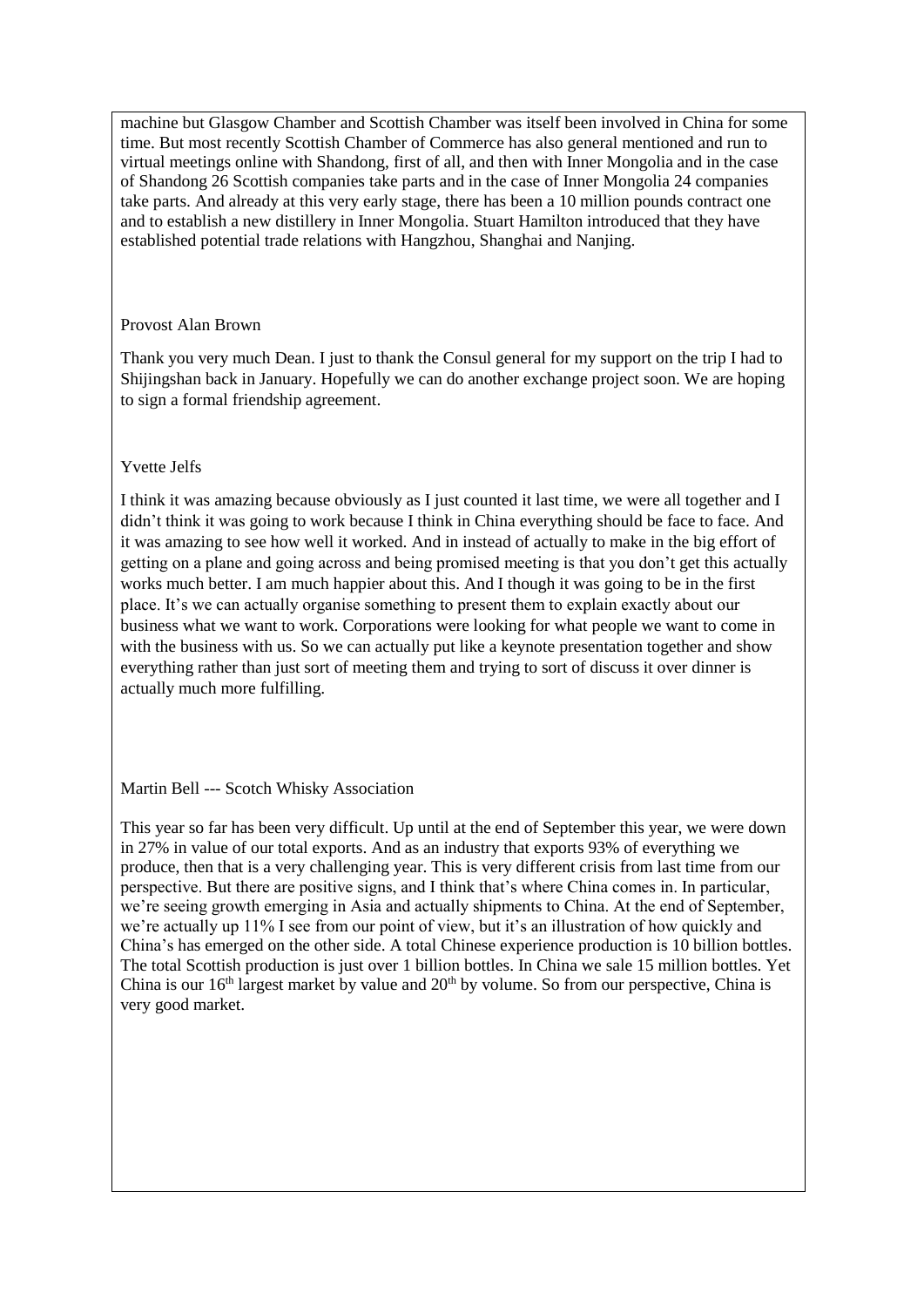machine but Glasgow Chamber and Scottish Chamber was itself been involved in China for some time. But most recently Scottish Chamber of Commerce has also general mentioned and run to virtual meetings online with Shandong, first of all, and then with Inner Mongolia and in the case of Shandong 26 Scottish companies take parts and in the case of Inner Mongolia 24 companies take parts. And already at this very early stage, there has been a 10 million pounds contract one and to establish a new distillery in Inner Mongolia. Stuart Hamilton introduced that they have established potential trade relations with Hangzhou, Shanghai and Nanjing.

Provost Alan Brown

Thank you very much Dean. I just to thank the Consul general for my support on the trip I had to Shijingshan back in January. Hopefully we can do another exchange project soon. We are hoping to sign a formal friendship agreement.

Yvette Jelfs

I think it was amazing because obviously as I just counted it last time, we were all together and I didn't think it was going to work because I think in China everything should be face to face. And it was amazing to see how well it worked. And in instead of actually to make in the big effort of getting on a plane and going across and being promised meeting is that you don't get this actually works much better. I am much happier about this. And I though it was going to be in the first place. It's we can actually organise something to present them to explain exactly about our business what we want to work. Corporations were looking for what people we want to come in with the business with us. So we can actually put like a keynote presentation together and show everything rather than just sort of meeting them and trying to sort of discuss it over dinner is actually much more fulfilling.

Martin Bell --- Scotch Whisky Association

This year so far has been very difficult. Up until at the end of September this year, we were down in 27% in value of our total exports. And as an industry that exports 93% of everything we produce, then that is a very challenging year. This is very different crisis from last time from our perspective. But there are positive signs, and I think that's where China comes in. In particular, we're seeing growth emerging in Asia and actually shipments to China. At the end of September, we're actually up 11% I see from our point of view, but it's an illustration of how quickly and China's has emerged on the other side. A total Chinese experience production is 10 billion bottles. The total Scottish production is just over 1 billion bottles. In China we sale 15 million bottles. Yet China is our 16th largest market by value and 20th by volume. So from our perspective, China is very good market.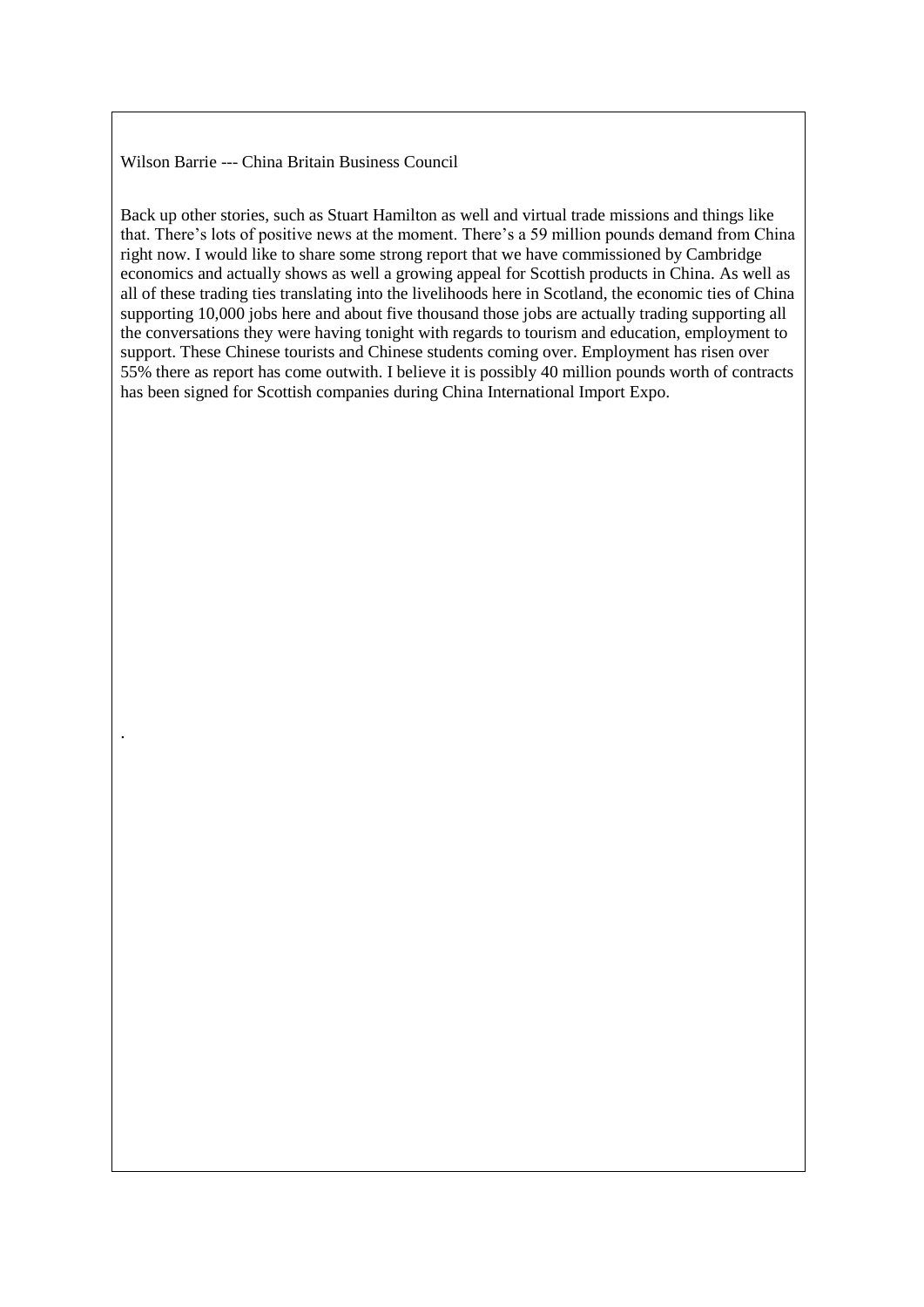Wilson Barrie --- China Britain Business Council

Back up other stories, such as Stuart Hamilton as well and virtual trade missions and things like that. There's lots of positive news at the moment. There's a 59 million pounds demand from China right now. I would like to share some strong report that we have commissioned by Cambridge economics and actually shows as well a growing appeal for Scottish products in China. As well as all of these trading ties translating into the livelihoods here in Scotland, the economic ties of China supporting 10,000 jobs here and about five thousand those jobs are actually trading supporting all the conversations they were having tonight with regards to tourism and education, employment to support. These Chinese tourists and Chinese students coming over. Employment has risen over 55% there as report has come outwith. I believe it is possibly 40 million pounds worth of contracts has been signed for Scottish companies during China International Import Expo.

.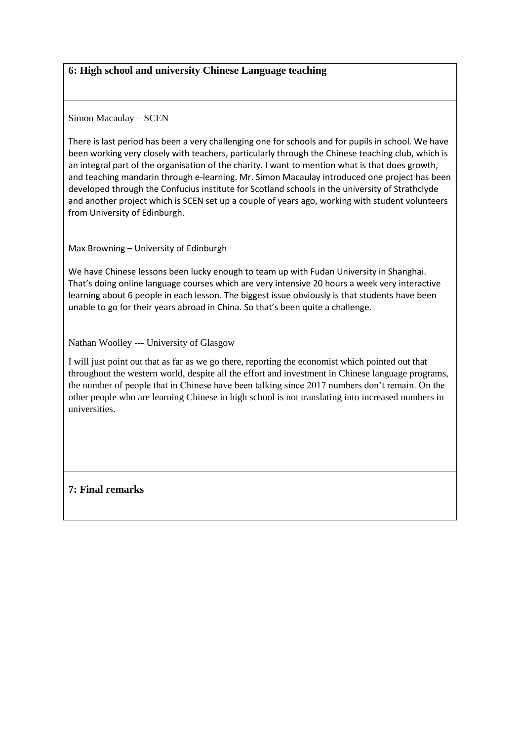## 6: High school and university Chinese Language teaching

Simon Macaulay – SCEN

There is last period has been a very challenging one for schools and for pupils in school. We have been working very closely with teachers, particularly through the Chinese teaching club, which is an integral part of the organisation of the charity. I want to mention what is that does growth, and teaching mandarin through e-learning. Mr. Simon Macaulay introduced one project has been developed through the Confucius institute for Scotland schools in the university of Strathclyde and another project which is SCEN set up a couple of years ago, working with student volunteers from University of Edinburgh.

Max Browning – University of Edinburgh

We have Chinese lessons been lucky enough to team up with Fudan University in Shanghai. That's doing online language courses which are very intensive 20 hours a week very interactive learning about 6 people in each lesson. The biggest issue obviously is that students have been unable to go for their years abroad in China. So that's been quite a challenge.

Nathan Woolley --- University of Glasgow

I will just point out that as far as we go there, reporting the economist which pointed out that throughout the western world, despite all the effort and investment in Chinese language programs, the number of people that in Chinese have been talking since 2017 numbers don't remain. On the other people who are learning Chinese in high school is not translating into increased numbers in universities.

## 7: Final remarks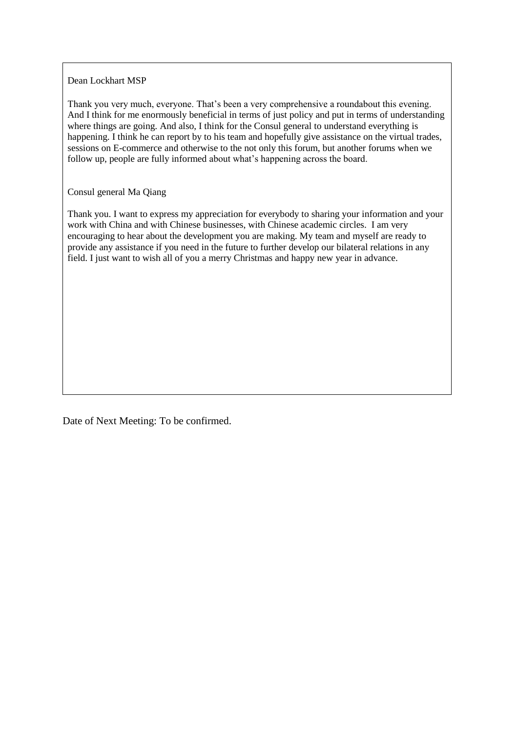Dean Lockhart MSP

Thank you very much, everyone. That's been a very comprehensive a roundabout this evening. And I think for me enormously beneficial in terms of just policy and put in terms of understanding where things are going. And also, I think for the Consul general to understand everything is happening. I think he can report by to his team and hopefully give assistance on the virtual trades, sessions on E-commerce and otherwise to the not only this forum, but another forums when we follow up, people are fully informed about what's happening across the board.

Consul general Ma Qiang

Thank you. I want to express my appreciation for everybody to sharing your information and your work with China and with Chinese businesses, with Chinese academic circles. I am very encouraging to hear about the development you are making. My team and myself are ready to provide any assistance if you need in the future to further develop our bilateral relations in any field. I just want to wish all of you a merry Christmas and happy new year in advance.

Date of Next Meeting: To be confirmed.